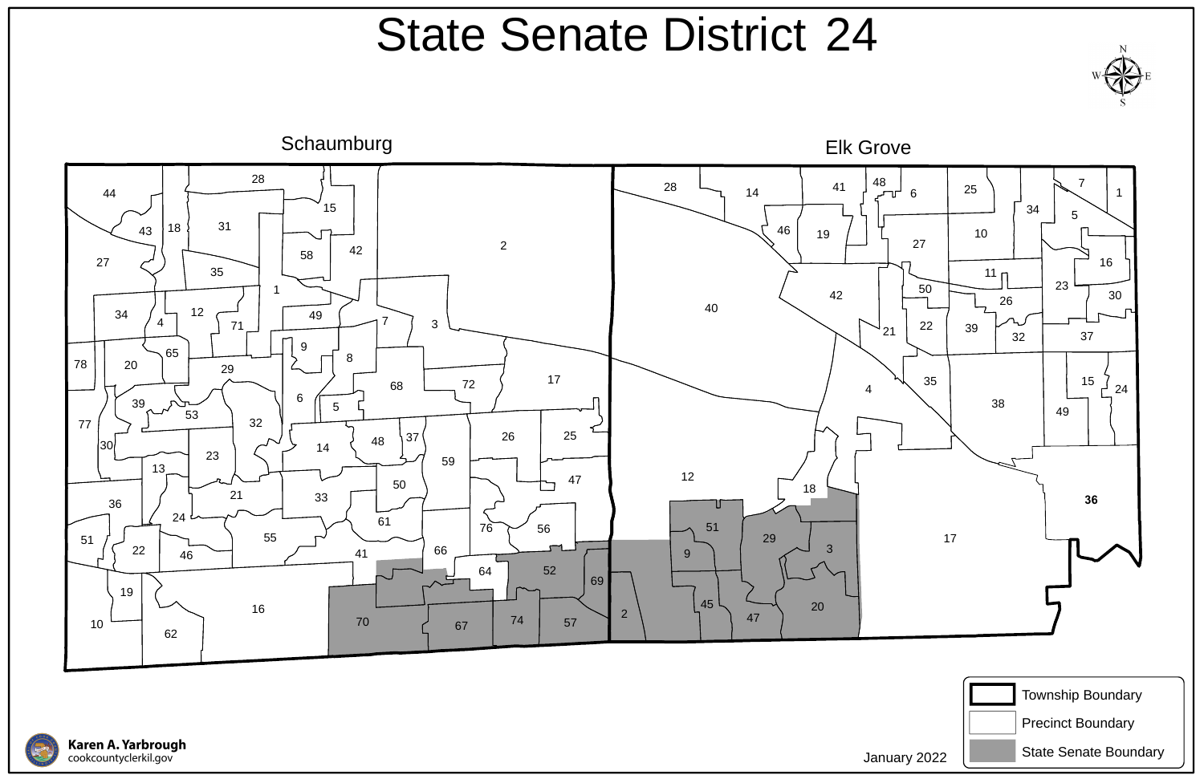# State Senate District 24

Schaumburg

Elk Grove

Township Boundary

Precinct Boundary

State Senate Boundary

Karen A. Yarbrough
cookcountyclerkil.gov

January 2022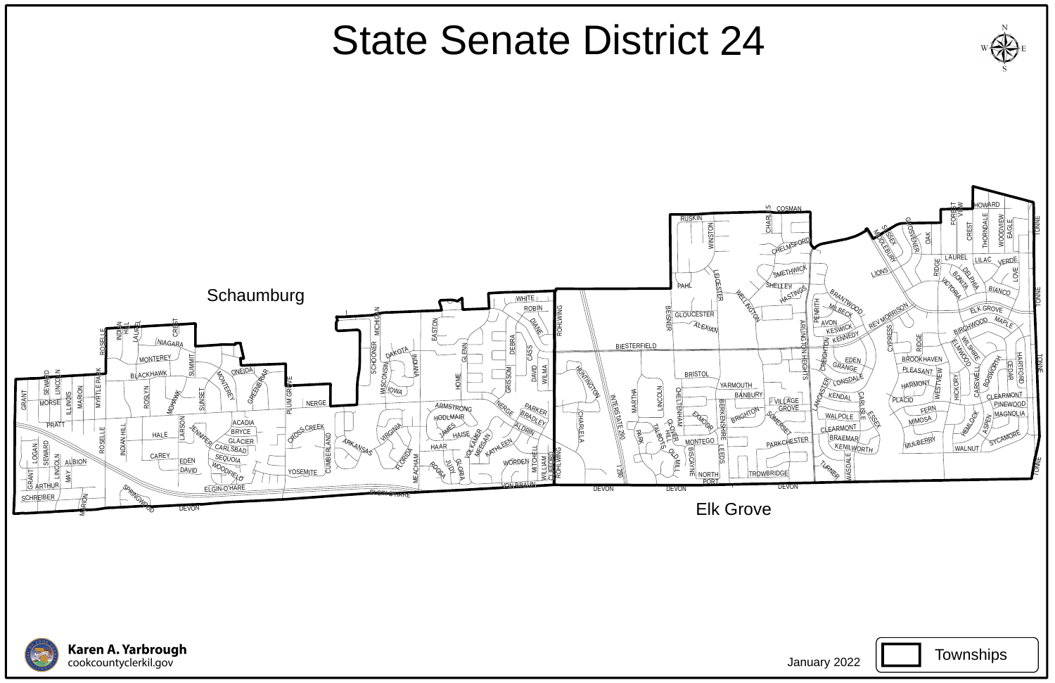# State Senate District 24

Schaumburg

Elk Grove

Townships

Karen A. Yarbrough
cookcountyclerkil.gov

January 2022